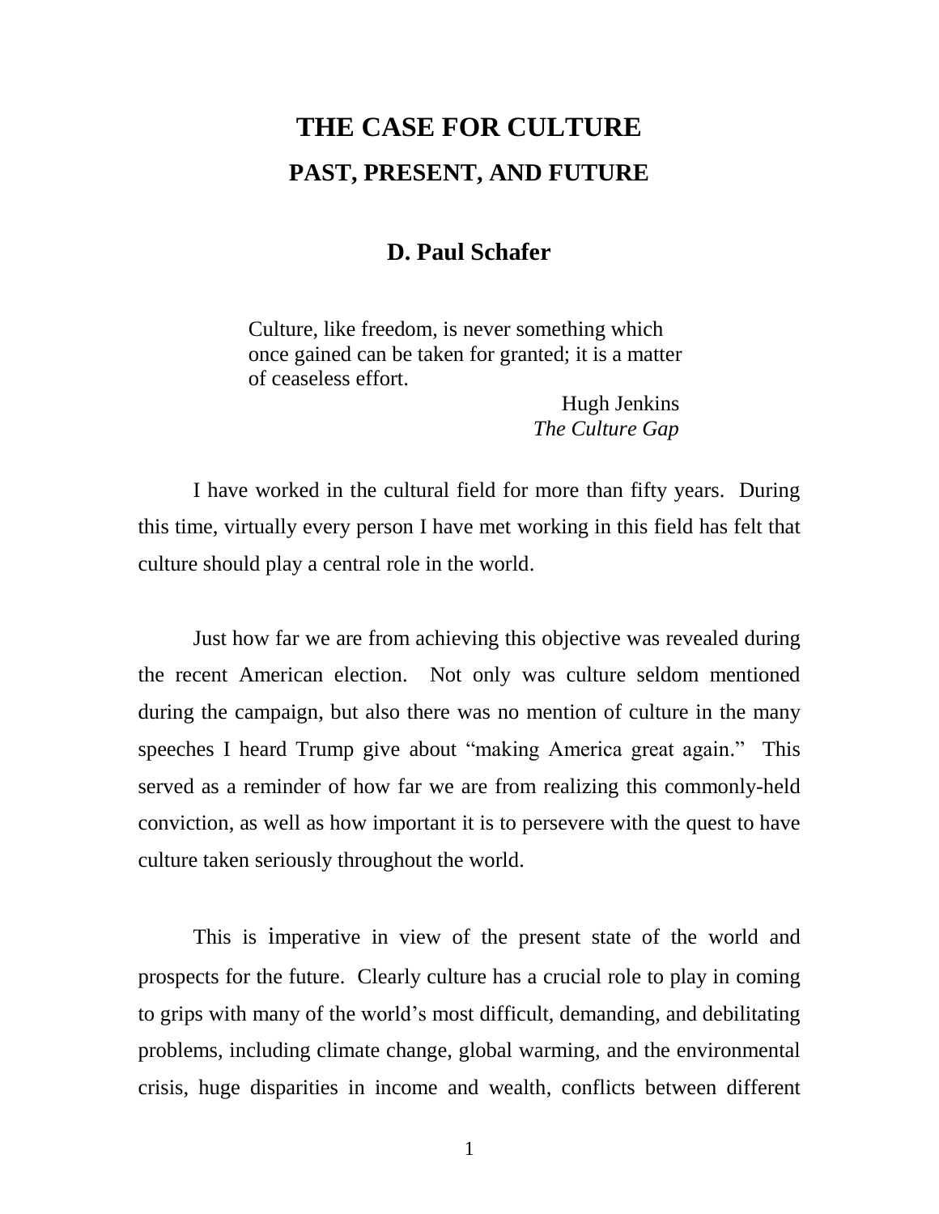# THE CASE FOR CULTURE

## PAST, PRESENT, AND FUTURE

### D. Paul Schafer

> Culture, like freedom, is never something which once gained can be taken for granted; it is a matter of ceaseless effort.
>
> Hugh Jenkins
> *The Culture Gap*

I have worked in the cultural field for more than fifty years. During this time, virtually every person I have met working in this field has felt that culture should play a central role in the world.

Just how far we are from achieving this objective was revealed during the recent American election. Not only was culture seldom mentioned during the campaign, but also there was no mention of culture in the many speeches I heard Trump give about "making America great again." This served as a reminder of how far we are from realizing this commonly-held conviction, as well as how important it is to persevere with the quest to have culture taken seriously throughout the world.

This is imperative in view of the present state of the world and prospects for the future. Clearly culture has a crucial role to play in coming to grips with many of the world's most difficult, demanding, and debilitating problems, including climate change, global warming, and the environmental crisis, huge disparities in income and wealth, conflicts between different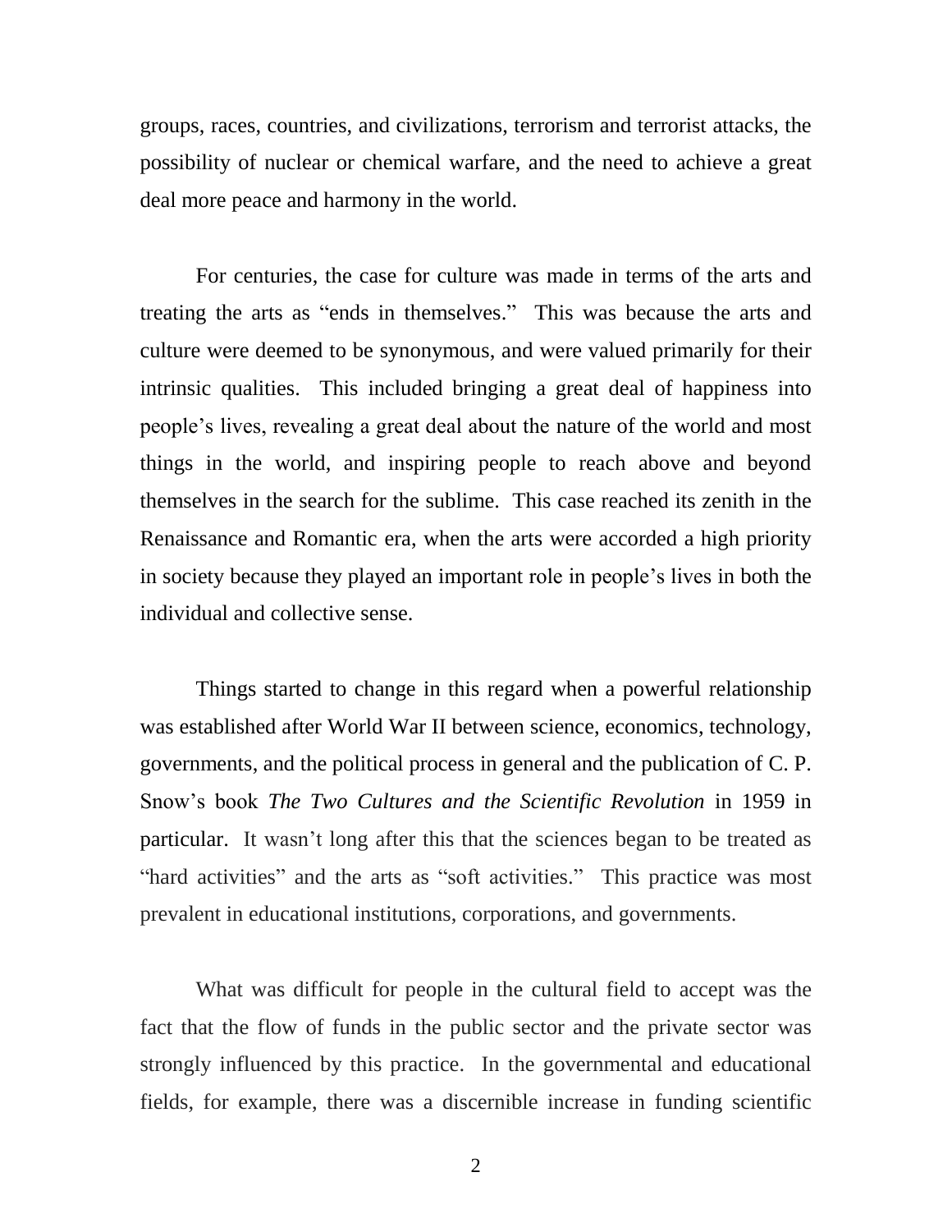groups, races, countries, and civilizations, terrorism and terrorist attacks, the possibility of nuclear or chemical warfare, and the need to achieve a great deal more peace and harmony in the world.

For centuries, the case for culture was made in terms of the arts and treating the arts as "ends in themselves." This was because the arts and culture were deemed to be synonymous, and were valued primarily for their intrinsic qualities. This included bringing a great deal of happiness into people's lives, revealing a great deal about the nature of the world and most things in the world, and inspiring people to reach above and beyond themselves in the search for the sublime. This case reached its zenith in the Renaissance and Romantic era, when the arts were accorded a high priority in society because they played an important role in people's lives in both the individual and collective sense.

Things started to change in this regard when a powerful relationship was established after World War II between science, economics, technology, governments, and the political process in general and the publication of C. P. Snow's book *The Two Cultures and the Scientific Revolution* in 1959 in particular. It wasn't long after this that the sciences began to be treated as "hard activities" and the arts as "soft activities." This practice was most prevalent in educational institutions, corporations, and governments.

What was difficult for people in the cultural field to accept was the fact that the flow of funds in the public sector and the private sector was strongly influenced by this practice. In the governmental and educational fields, for example, there was a discernible increase in funding scientific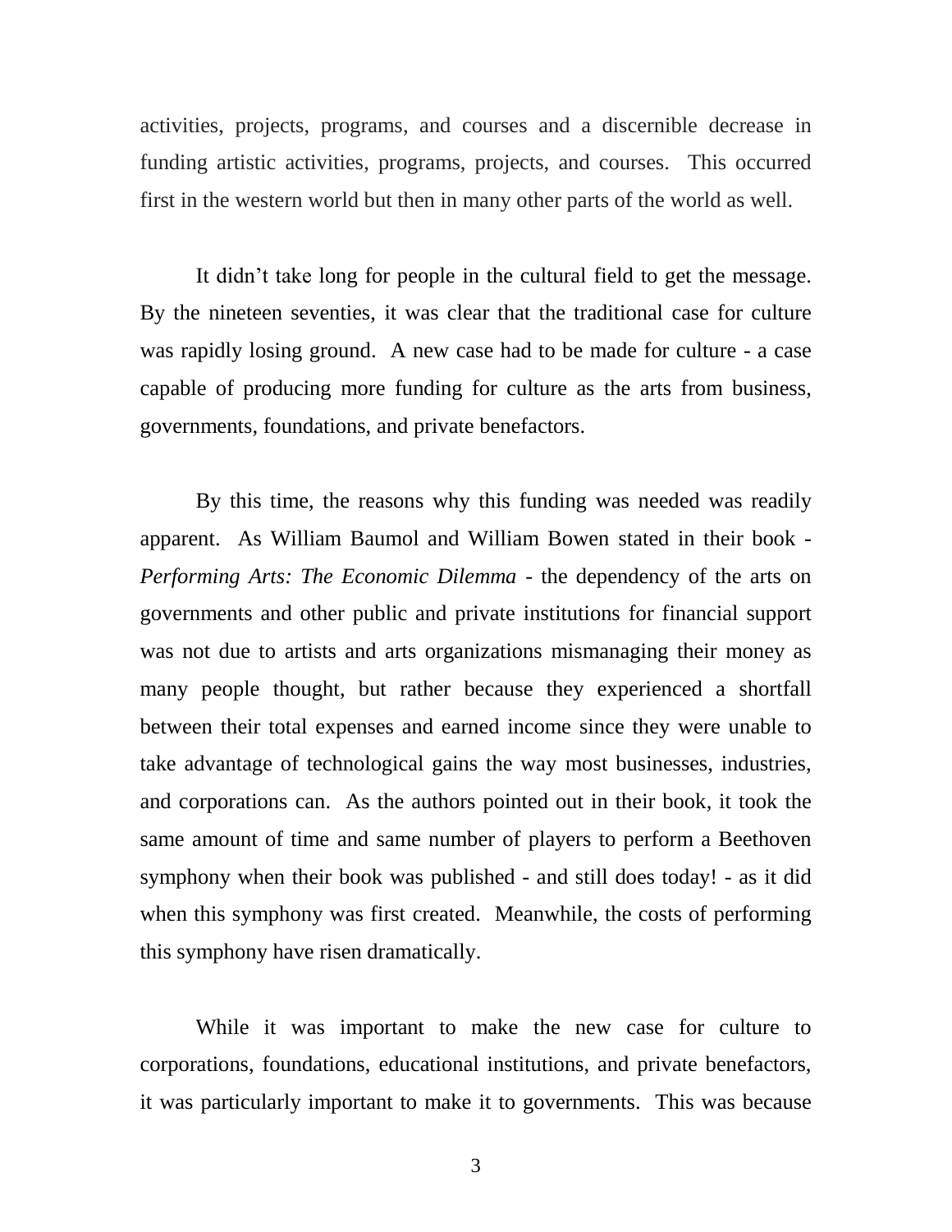activities, projects, programs, and courses and a discernible decrease in funding artistic activities, programs, projects, and courses. This occurred first in the western world but then in many other parts of the world as well.

It didn't take long for people in the cultural field to get the message. By the nineteen seventies, it was clear that the traditional case for culture was rapidly losing ground. A new case had to be made for culture - a case capable of producing more funding for culture as the arts from business, governments, foundations, and private benefactors.

By this time, the reasons why this funding was needed was readily apparent. As William Baumol and William Bowen stated in their book - *Performing Arts: The Economic Dilemma* - the dependency of the arts on governments and other public and private institutions for financial support was not due to artists and arts organizations mismanaging their money as many people thought, but rather because they experienced a shortfall between their total expenses and earned income since they were unable to take advantage of technological gains the way most businesses, industries, and corporations can. As the authors pointed out in their book, it took the same amount of time and same number of players to perform a Beethoven symphony when their book was published - and still does today! - as it did when this symphony was first created. Meanwhile, the costs of performing this symphony have risen dramatically.

While it was important to make the new case for culture to corporations, foundations, educational institutions, and private benefactors, it was particularly important to make it to governments. This was because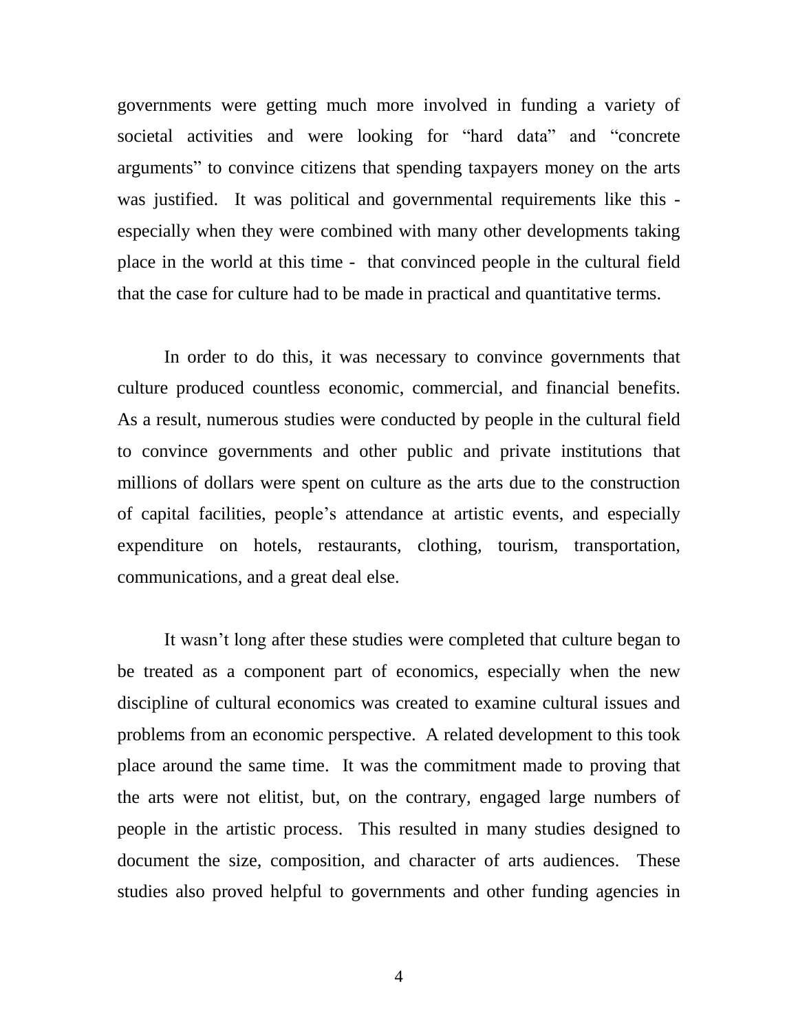governments were getting much more involved in funding a variety of societal activities and were looking for "hard data" and "concrete arguments" to convince citizens that spending taxpayers money on the arts was justified. It was political and governmental requirements like this - especially when they were combined with many other developments taking place in the world at this time - that convinced people in the cultural field that the case for culture had to be made in practical and quantitative terms.

In order to do this, it was necessary to convince governments that culture produced countless economic, commercial, and financial benefits. As a result, numerous studies were conducted by people in the cultural field to convince governments and other public and private institutions that millions of dollars were spent on culture as the arts due to the construction of capital facilities, people's attendance at artistic events, and especially expenditure on hotels, restaurants, clothing, tourism, transportation, communications, and a great deal else.

It wasn't long after these studies were completed that culture began to be treated as a component part of economics, especially when the new discipline of cultural economics was created to examine cultural issues and problems from an economic perspective. A related development to this took place around the same time. It was the commitment made to proving that the arts were not elitist, but, on the contrary, engaged large numbers of people in the artistic process. This resulted in many studies designed to document the size, composition, and character of arts audiences. These studies also proved helpful to governments and other funding agencies in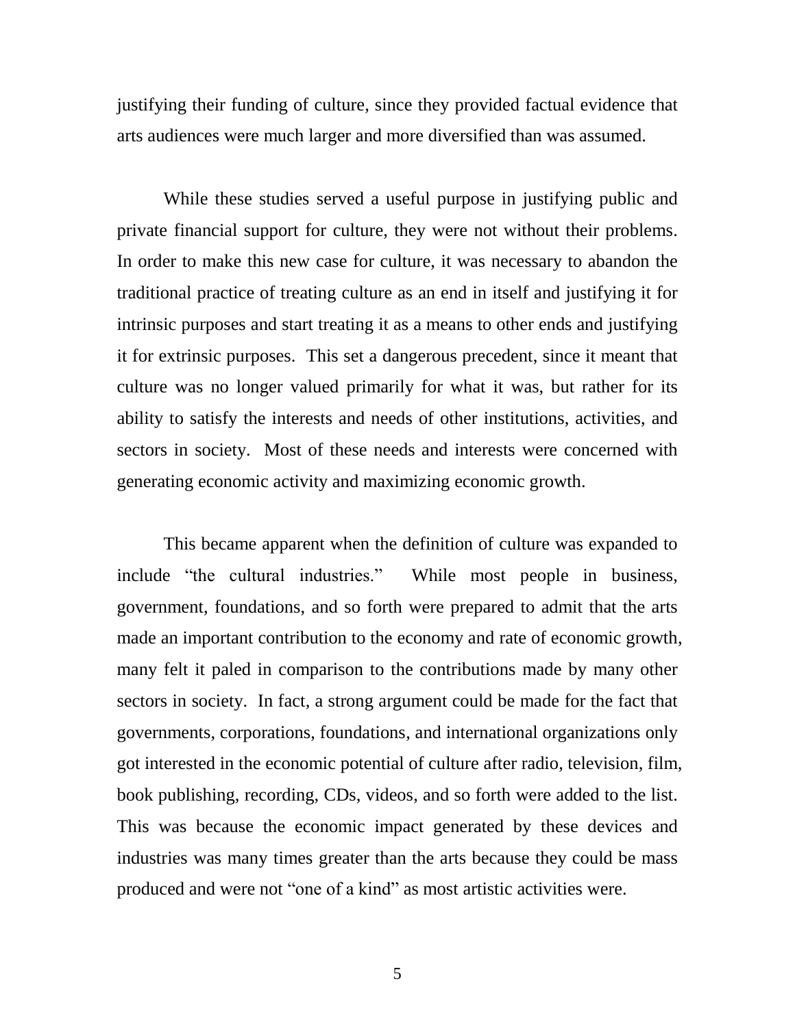justifying their funding of culture, since they provided factual evidence that arts audiences were much larger and more diversified than was assumed.

While these studies served a useful purpose in justifying public and private financial support for culture, they were not without their problems. In order to make this new case for culture, it was necessary to abandon the traditional practice of treating culture as an end in itself and justifying it for intrinsic purposes and start treating it as a means to other ends and justifying it for extrinsic purposes. This set a dangerous precedent, since it meant that culture was no longer valued primarily for what it was, but rather for its ability to satisfy the interests and needs of other institutions, activities, and sectors in society. Most of these needs and interests were concerned with generating economic activity and maximizing economic growth.

This became apparent when the definition of culture was expanded to include "the cultural industries." While most people in business, government, foundations, and so forth were prepared to admit that the arts made an important contribution to the economy and rate of economic growth, many felt it paled in comparison to the contributions made by many other sectors in society. In fact, a strong argument could be made for the fact that governments, corporations, foundations, and international organizations only got interested in the economic potential of culture after radio, television, film, book publishing, recording, CDs, videos, and so forth were added to the list. This was because the economic impact generated by these devices and industries was many times greater than the arts because they could be mass produced and were not "one of a kind" as most artistic activities were.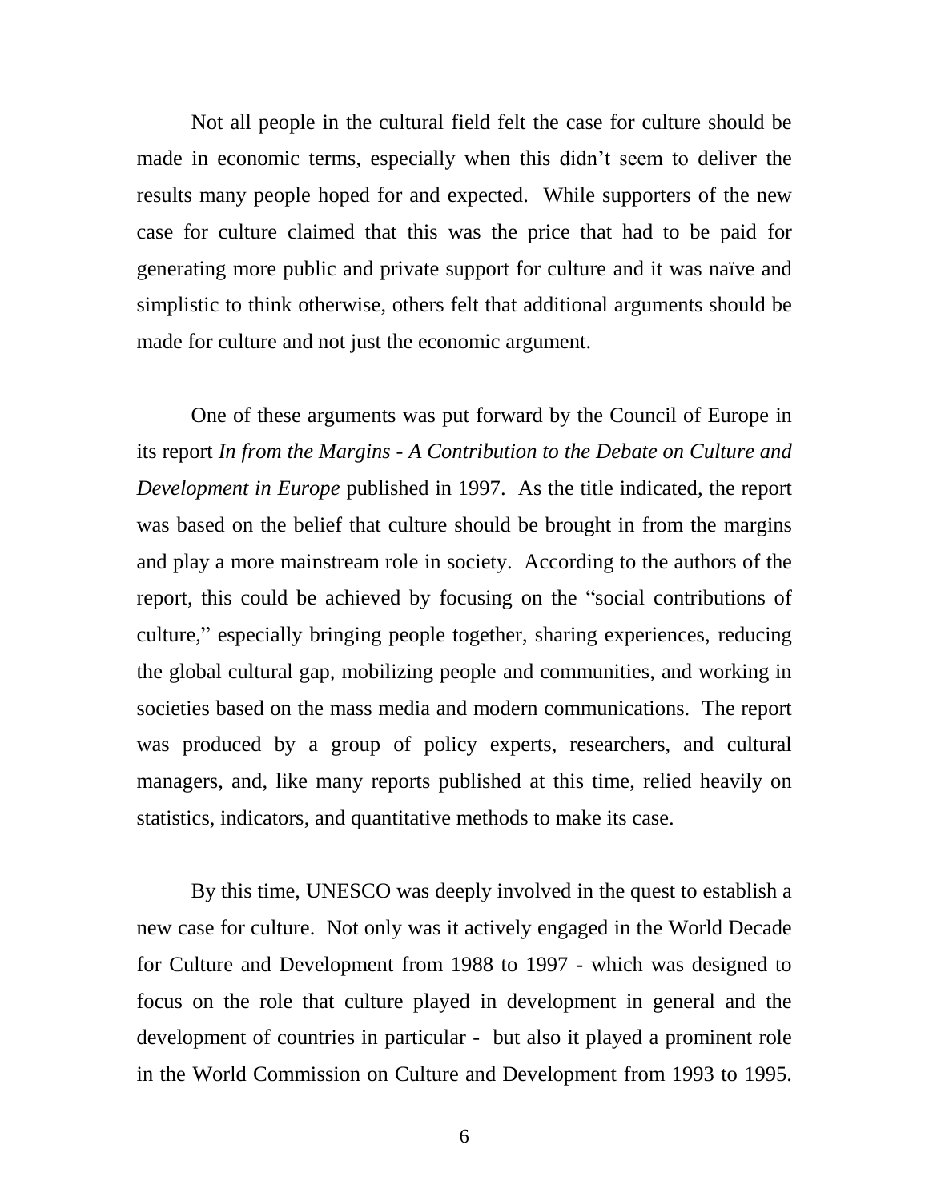Not all people in the cultural field felt the case for culture should be made in economic terms, especially when this didn't seem to deliver the results many people hoped for and expected. While supporters of the new case for culture claimed that this was the price that had to be paid for generating more public and private support for culture and it was naïve and simplistic to think otherwise, others felt that additional arguments should be made for culture and not just the economic argument.

One of these arguments was put forward by the Council of Europe in its report *In from the Margins - A Contribution to the Debate on Culture and Development in Europe* published in 1997. As the title indicated, the report was based on the belief that culture should be brought in from the margins and play a more mainstream role in society. According to the authors of the report, this could be achieved by focusing on the "social contributions of culture," especially bringing people together, sharing experiences, reducing the global cultural gap, mobilizing people and communities, and working in societies based on the mass media and modern communications. The report was produced by a group of policy experts, researchers, and cultural managers, and, like many reports published at this time, relied heavily on statistics, indicators, and quantitative methods to make its case.

By this time, UNESCO was deeply involved in the quest to establish a new case for culture. Not only was it actively engaged in the World Decade for Culture and Development from 1988 to 1997 - which was designed to focus on the role that culture played in development in general and the development of countries in particular - but also it played a prominent role in the World Commission on Culture and Development from 1993 to 1995.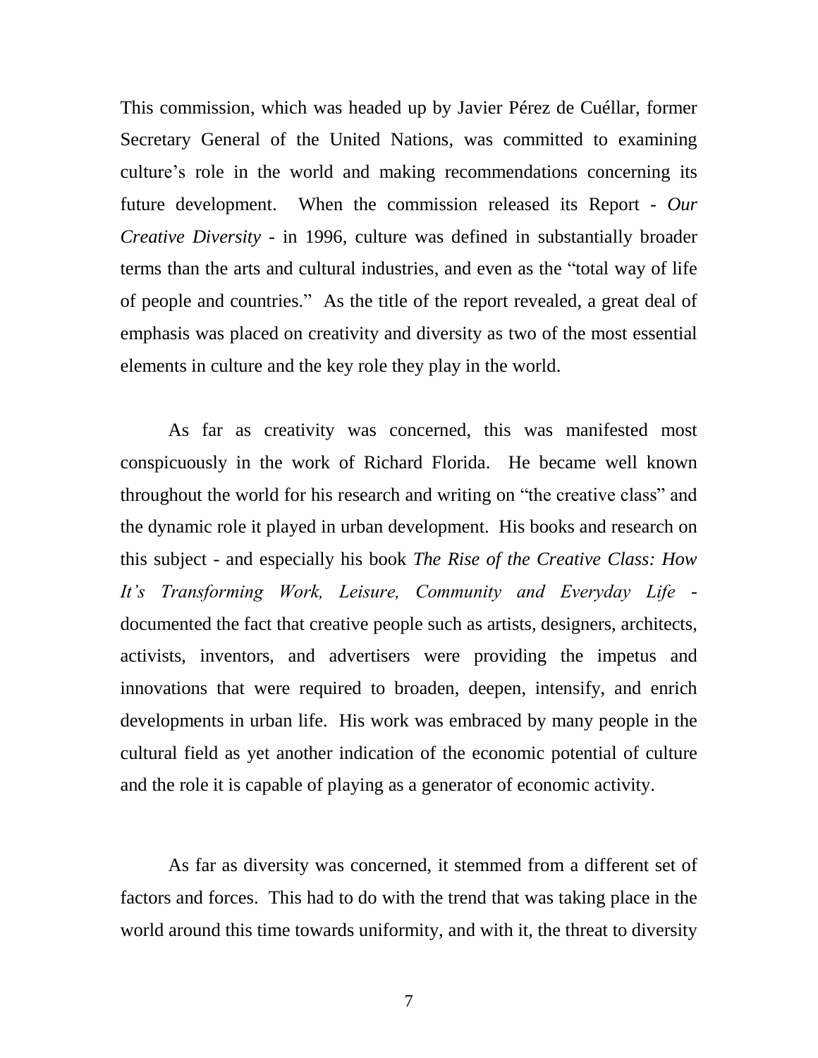This commission, which was headed up by Javier Pérez de Cuéllar, former Secretary General of the United Nations, was committed to examining culture's role in the world and making recommendations concerning its future development. When the commission released its Report - *Our Creative Diversity* - in 1996, culture was defined in substantially broader terms than the arts and cultural industries, and even as the "total way of life of people and countries." As the title of the report revealed, a great deal of emphasis was placed on creativity and diversity as two of the most essential elements in culture and the key role they play in the world.

As far as creativity was concerned, this was manifested most conspicuously in the work of Richard Florida. He became well known throughout the world for his research and writing on "the creative class" and the dynamic role it played in urban development. His books and research on this subject - and especially his book *The Rise of the Creative Class: How It's Transforming Work, Leisure, Community and Everyday Life* - documented the fact that creative people such as artists, designers, architects, activists, inventors, and advertisers were providing the impetus and innovations that were required to broaden, deepen, intensify, and enrich developments in urban life. His work was embraced by many people in the cultural field as yet another indication of the economic potential of culture and the role it is capable of playing as a generator of economic activity.

As far as diversity was concerned, it stemmed from a different set of factors and forces. This had to do with the trend that was taking place in the world around this time towards uniformity, and with it, the threat to diversity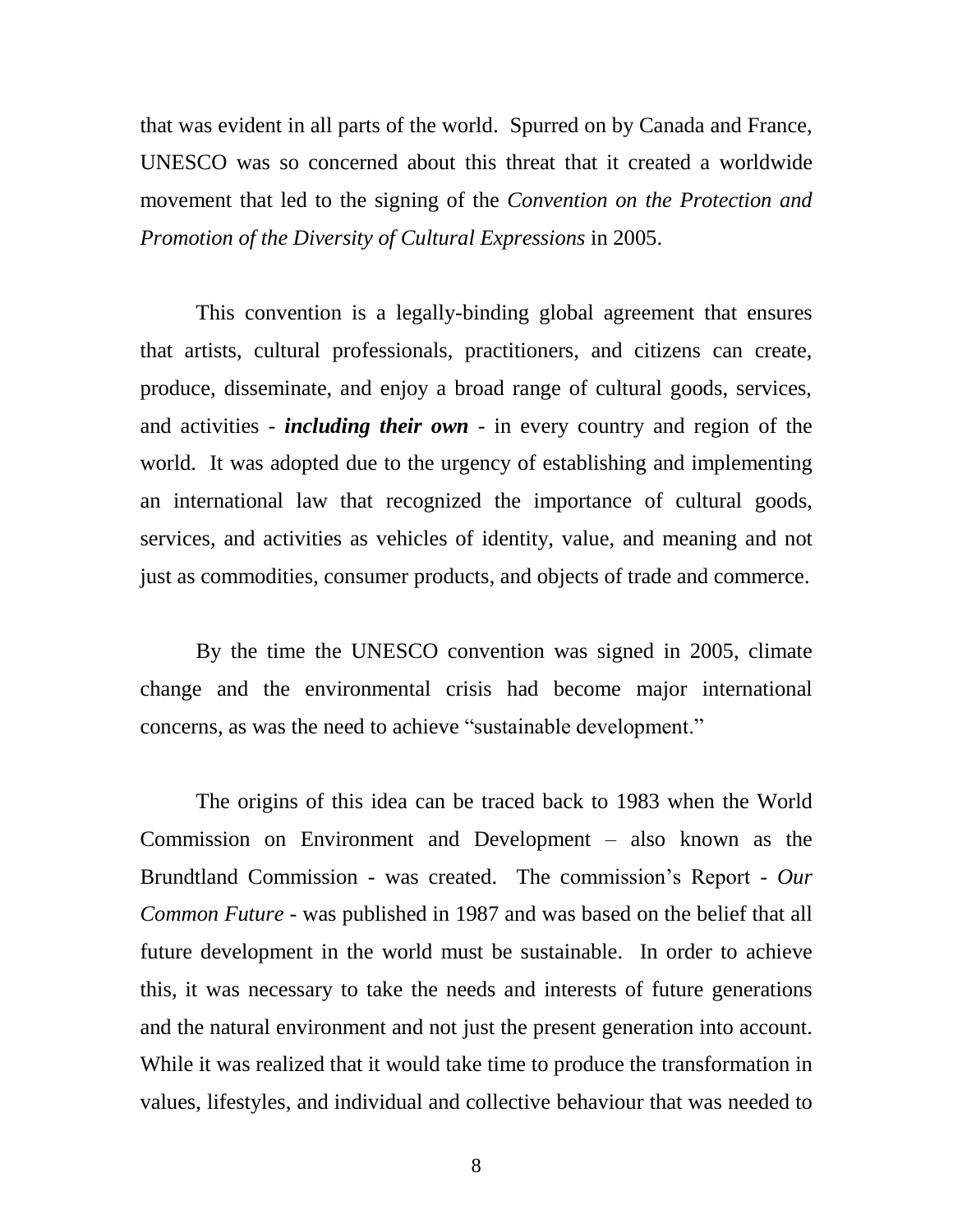that was evident in all parts of the world. Spurred on by Canada and France, UNESCO was so concerned about this threat that it created a worldwide movement that led to the signing of the *Convention on the Protection and Promotion of the Diversity of Cultural Expressions* in 2005.

This convention is a legally-binding global agreement that ensures that artists, cultural professionals, practitioners, and citizens can create, produce, disseminate, and enjoy a broad range of cultural goods, services, and activities - ***including their own*** - in every country and region of the world. It was adopted due to the urgency of establishing and implementing an international law that recognized the importance of cultural goods, services, and activities as vehicles of identity, value, and meaning and not just as commodities, consumer products, and objects of trade and commerce.

By the time the UNESCO convention was signed in 2005, climate change and the environmental crisis had become major international concerns, as was the need to achieve "sustainable development."

The origins of this idea can be traced back to 1983 when the World Commission on Environment and Development – also known as the Brundtland Commission - was created. The commission's Report - *Our Common Future* - was published in 1987 and was based on the belief that all future development in the world must be sustainable. In order to achieve this, it was necessary to take the needs and interests of future generations and the natural environment and not just the present generation into account. While it was realized that it would take time to produce the transformation in values, lifestyles, and individual and collective behaviour that was needed to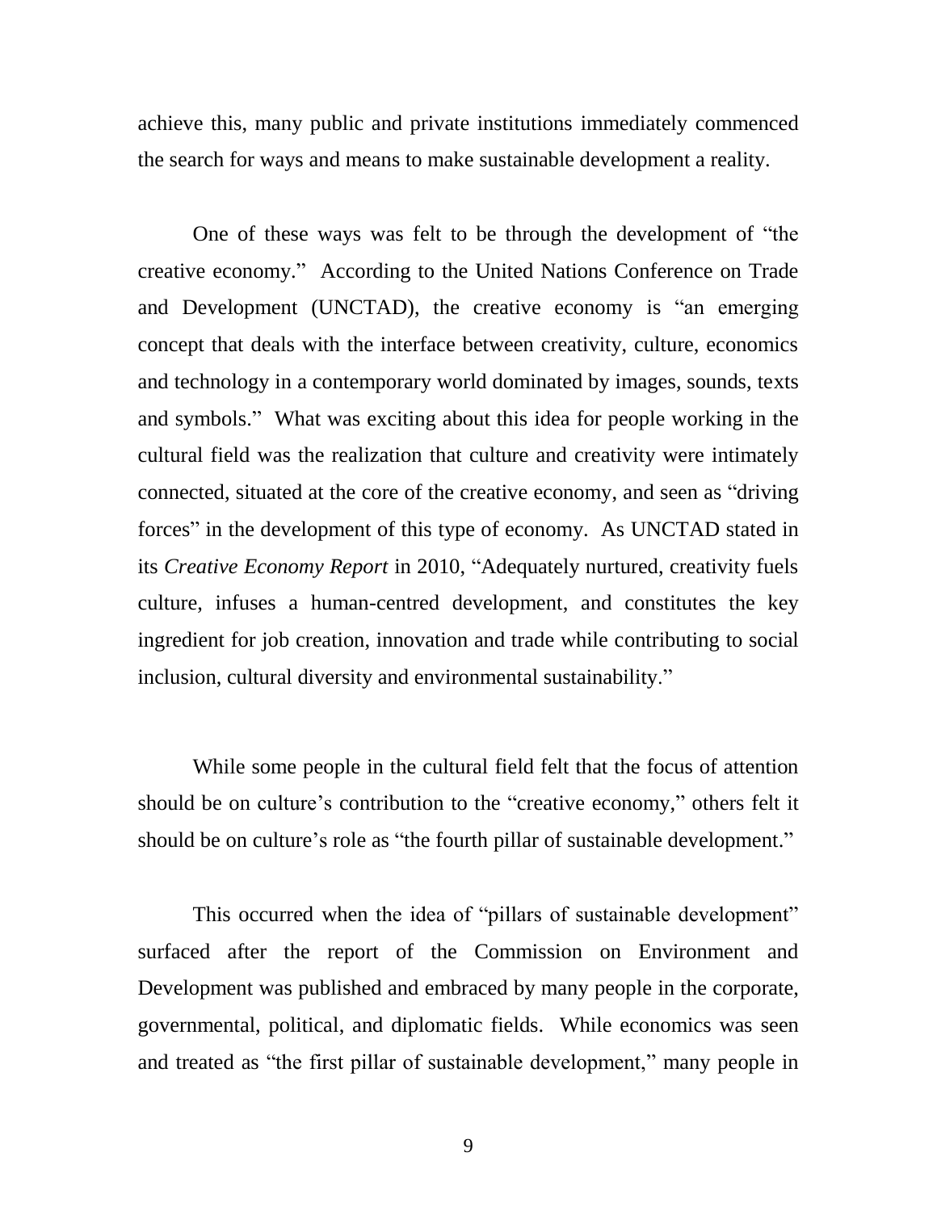achieve this, many public and private institutions immediately commenced the search for ways and means to make sustainable development a reality.

One of these ways was felt to be through the development of "the creative economy." According to the United Nations Conference on Trade and Development (UNCTAD), the creative economy is "an emerging concept that deals with the interface between creativity, culture, economics and technology in a contemporary world dominated by images, sounds, texts and symbols." What was exciting about this idea for people working in the cultural field was the realization that culture and creativity were intimately connected, situated at the core of the creative economy, and seen as "driving forces" in the development of this type of economy. As UNCTAD stated in its *Creative Economy Report* in 2010, "Adequately nurtured, creativity fuels culture, infuses a human-centred development, and constitutes the key ingredient for job creation, innovation and trade while contributing to social inclusion, cultural diversity and environmental sustainability."

While some people in the cultural field felt that the focus of attention should be on culture's contribution to the "creative economy," others felt it should be on culture's role as "the fourth pillar of sustainable development."

This occurred when the idea of "pillars of sustainable development" surfaced after the report of the Commission on Environment and Development was published and embraced by many people in the corporate, governmental, political, and diplomatic fields. While economics was seen and treated as "the first pillar of sustainable development," many people in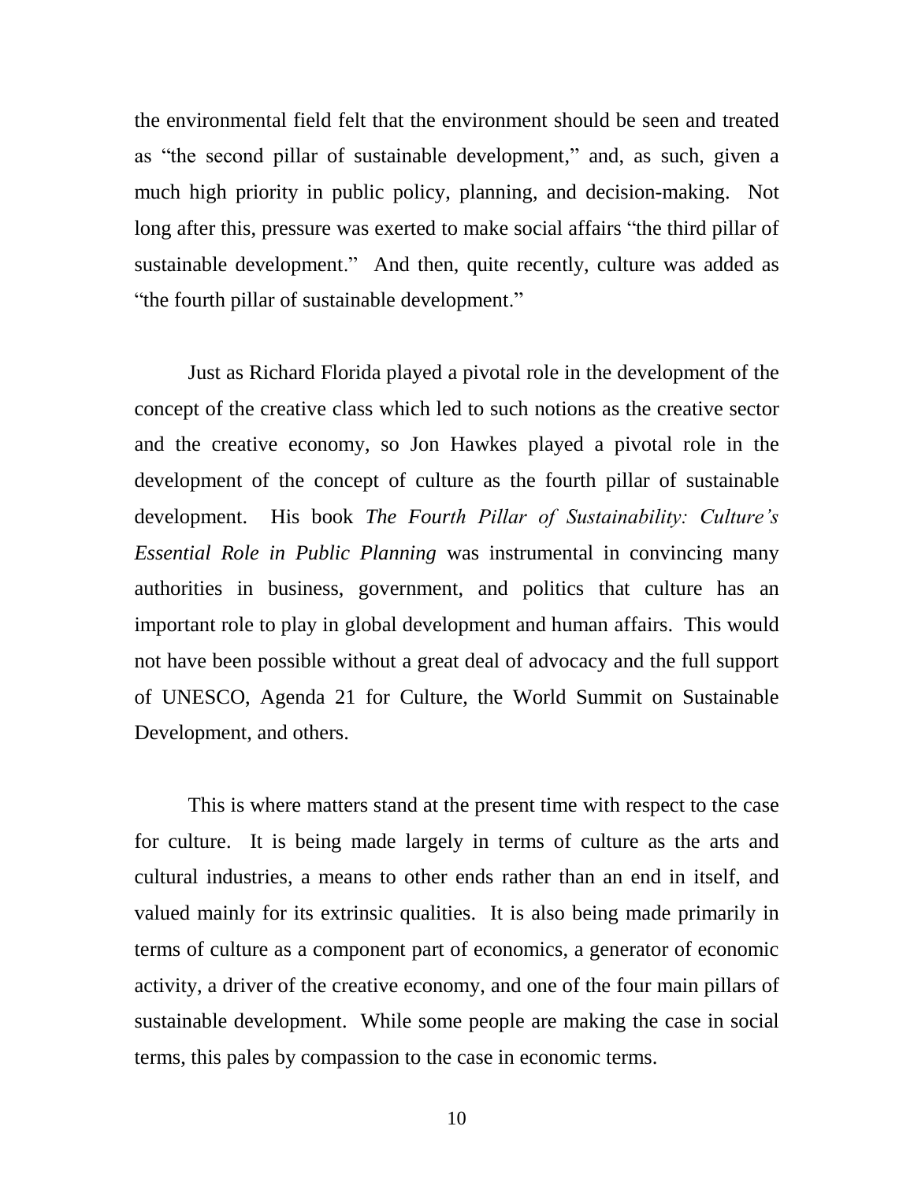the environmental field felt that the environment should be seen and treated as “the second pillar of sustainable development,” and, as such, given a much high priority in public policy, planning, and decision-making. Not long after this, pressure was exerted to make social affairs “the third pillar of sustainable development.” And then, quite recently, culture was added as “the fourth pillar of sustainable development.”

Just as Richard Florida played a pivotal role in the development of the concept of the creative class which led to such notions as the creative sector and the creative economy, so Jon Hawkes played a pivotal role in the development of the concept of culture as the fourth pillar of sustainable development. His book *The Fourth Pillar of Sustainability: Culture’s Essential Role in Public Planning* was instrumental in convincing many authorities in business, government, and politics that culture has an important role to play in global development and human affairs. This would not have been possible without a great deal of advocacy and the full support of UNESCO, Agenda 21 for Culture, the World Summit on Sustainable Development, and others.

This is where matters stand at the present time with respect to the case for culture. It is being made largely in terms of culture as the arts and cultural industries, a means to other ends rather than an end in itself, and valued mainly for its extrinsic qualities. It is also being made primarily in terms of culture as a component part of economics, a generator of economic activity, a driver of the creative economy, and one of the four main pillars of sustainable development. While some people are making the case in social terms, this pales by compassion to the case in economic terms.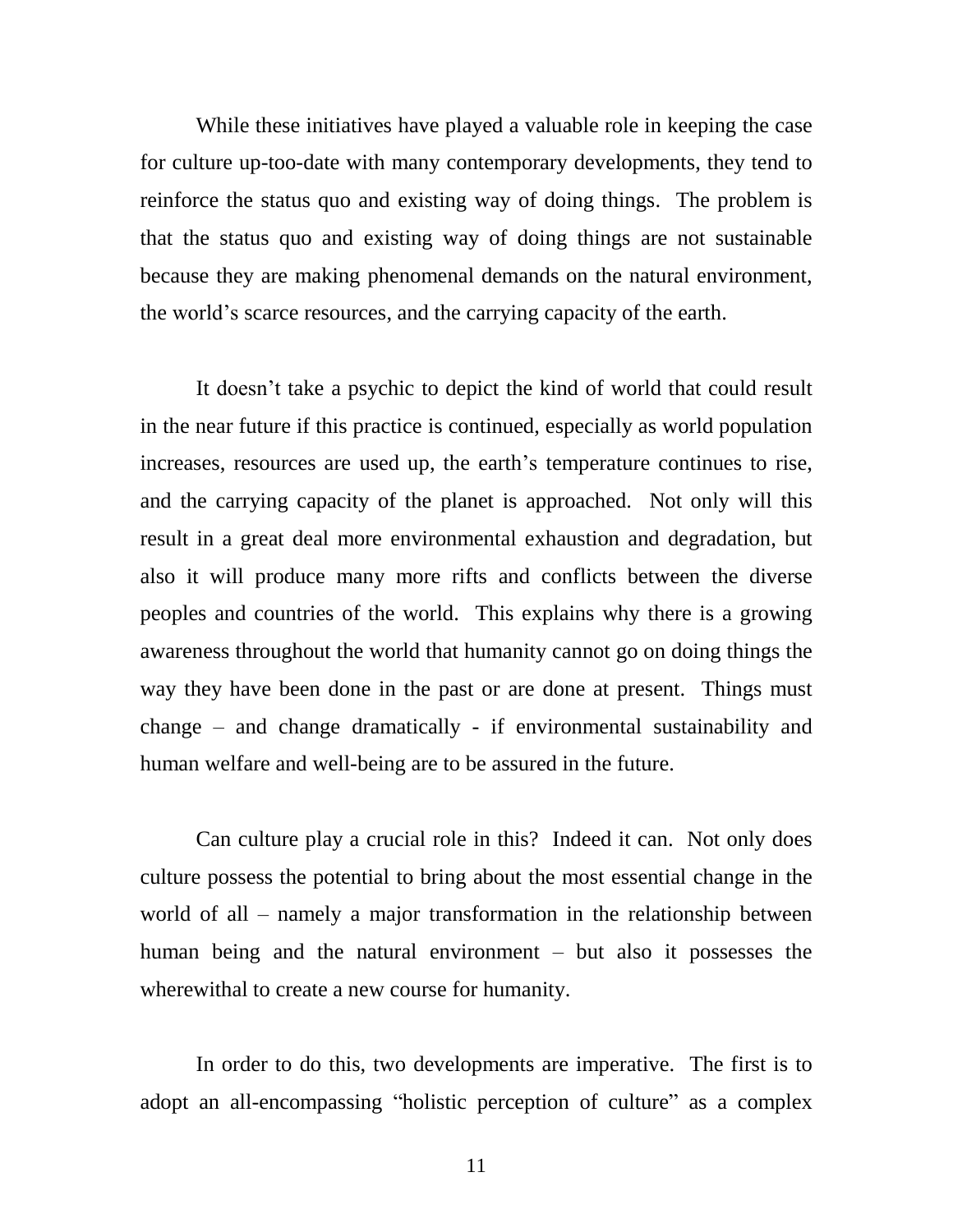While these initiatives have played a valuable role in keeping the case for culture up-too-date with many contemporary developments, they tend to reinforce the status quo and existing way of doing things. The problem is that the status quo and existing way of doing things are not sustainable because they are making phenomenal demands on the natural environment, the world's scarce resources, and the carrying capacity of the earth.

It doesn't take a psychic to depict the kind of world that could result in the near future if this practice is continued, especially as world population increases, resources are used up, the earth's temperature continues to rise, and the carrying capacity of the planet is approached. Not only will this result in a great deal more environmental exhaustion and degradation, but also it will produce many more rifts and conflicts between the diverse peoples and countries of the world. This explains why there is a growing awareness throughout the world that humanity cannot go on doing things the way they have been done in the past or are done at present. Things must change – and change dramatically - if environmental sustainability and human welfare and well-being are to be assured in the future.

Can culture play a crucial role in this? Indeed it can. Not only does culture possess the potential to bring about the most essential change in the world of all – namely a major transformation in the relationship between human being and the natural environment – but also it possesses the wherewithal to create a new course for humanity.

In order to do this, two developments are imperative. The first is to adopt an all-encompassing "holistic perception of culture" as a complex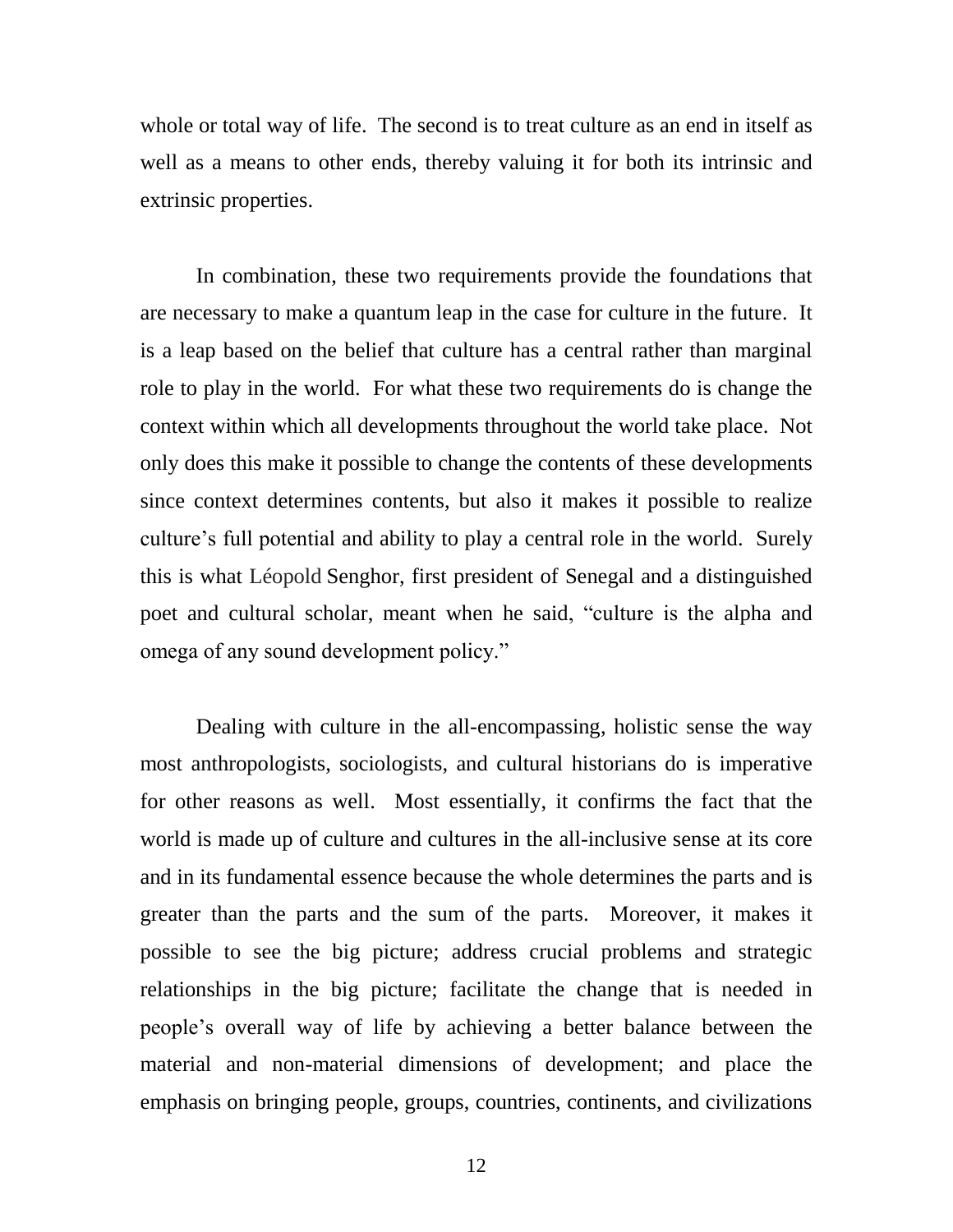whole or total way of life. The second is to treat culture as an end in itself as well as a means to other ends, thereby valuing it for both its intrinsic and extrinsic properties.

In combination, these two requirements provide the foundations that are necessary to make a quantum leap in the case for culture in the future. It is a leap based on the belief that culture has a central rather than marginal role to play in the world. For what these two requirements do is change the context within which all developments throughout the world take place. Not only does this make it possible to change the contents of these developments since context determines contents, but also it makes it possible to realize culture's full potential and ability to play a central role in the world. Surely this is what Léopold Senghor, first president of Senegal and a distinguished poet and cultural scholar, meant when he said, "culture is the alpha and omega of any sound development policy."

Dealing with culture in the all-encompassing, holistic sense the way most anthropologists, sociologists, and cultural historians do is imperative for other reasons as well. Most essentially, it confirms the fact that the world is made up of culture and cultures in the all-inclusive sense at its core and in its fundamental essence because the whole determines the parts and is greater than the parts and the sum of the parts. Moreover, it makes it possible to see the big picture; address crucial problems and strategic relationships in the big picture; facilitate the change that is needed in people's overall way of life by achieving a better balance between the material and non-material dimensions of development; and place the emphasis on bringing people, groups, countries, continents, and civilizations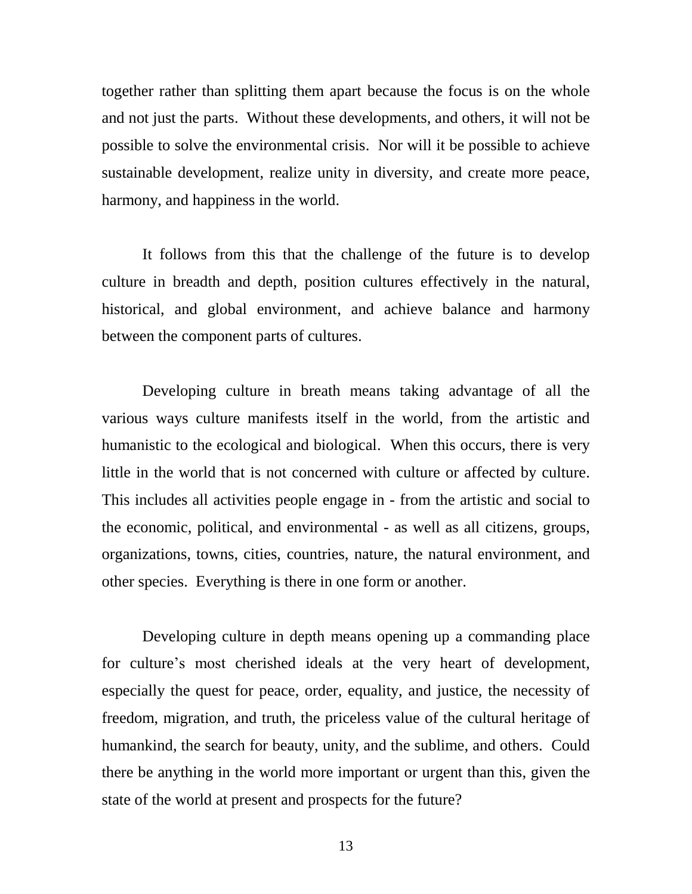together rather than splitting them apart because the focus is on the whole and not just the parts. Without these developments, and others, it will not be possible to solve the environmental crisis. Nor will it be possible to achieve sustainable development, realize unity in diversity, and create more peace, harmony, and happiness in the world.

It follows from this that the challenge of the future is to develop culture in breadth and depth, position cultures effectively in the natural, historical, and global environment, and achieve balance and harmony between the component parts of cultures.

Developing culture in breath means taking advantage of all the various ways culture manifests itself in the world, from the artistic and humanistic to the ecological and biological. When this occurs, there is very little in the world that is not concerned with culture or affected by culture. This includes all activities people engage in - from the artistic and social to the economic, political, and environmental - as well as all citizens, groups, organizations, towns, cities, countries, nature, the natural environment, and other species. Everything is there in one form or another.

Developing culture in depth means opening up a commanding place for culture's most cherished ideals at the very heart of development, especially the quest for peace, order, equality, and justice, the necessity of freedom, migration, and truth, the priceless value of the cultural heritage of humankind, the search for beauty, unity, and the sublime, and others. Could there be anything in the world more important or urgent than this, given the state of the world at present and prospects for the future?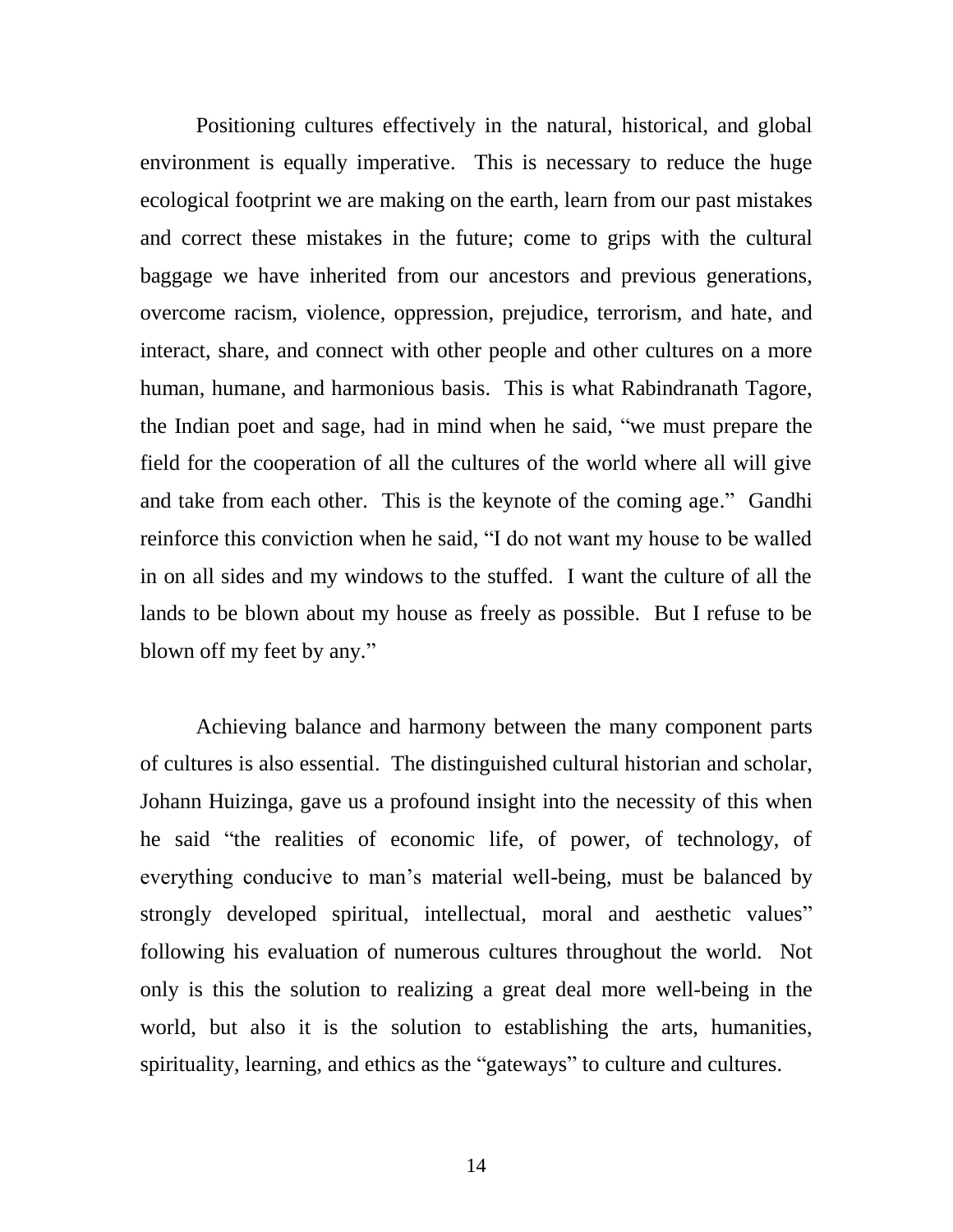Positioning cultures effectively in the natural, historical, and global environment is equally imperative. This is necessary to reduce the huge ecological footprint we are making on the earth, learn from our past mistakes and correct these mistakes in the future; come to grips with the cultural baggage we have inherited from our ancestors and previous generations, overcome racism, violence, oppression, prejudice, terrorism, and hate, and interact, share, and connect with other people and other cultures on a more human, humane, and harmonious basis. This is what Rabindranath Tagore, the Indian poet and sage, had in mind when he said, "we must prepare the field for the cooperation of all the cultures of the world where all will give and take from each other. This is the keynote of the coming age." Gandhi reinforce this conviction when he said, "I do not want my house to be walled in on all sides and my windows to the stuffed. I want the culture of all the lands to be blown about my house as freely as possible. But I refuse to be blown off my feet by any."

Achieving balance and harmony between the many component parts of cultures is also essential. The distinguished cultural historian and scholar, Johann Huizinga, gave us a profound insight into the necessity of this when he said "the realities of economic life, of power, of technology, of everything conducive to man's material well-being, must be balanced by strongly developed spiritual, intellectual, moral and aesthetic values" following his evaluation of numerous cultures throughout the world. Not only is this the solution to realizing a great deal more well-being in the world, but also it is the solution to establishing the arts, humanities, spirituality, learning, and ethics as the "gateways" to culture and cultures.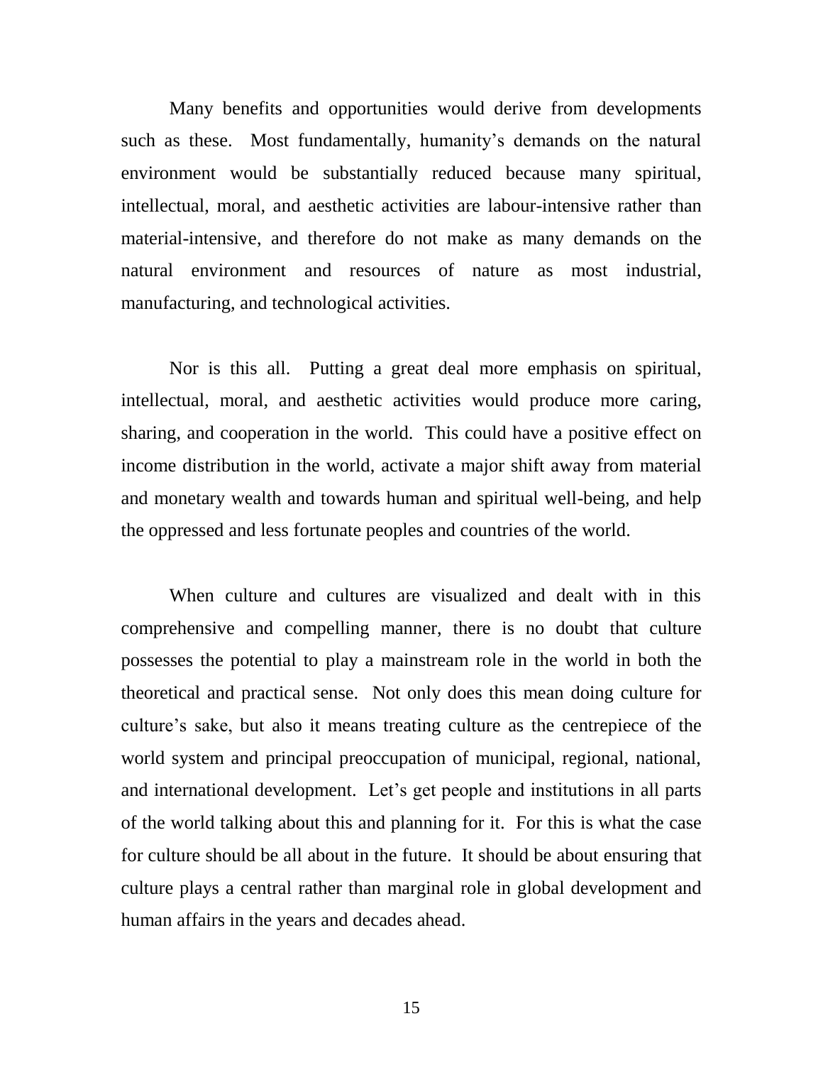Many benefits and opportunities would derive from developments such as these. Most fundamentally, humanity's demands on the natural environment would be substantially reduced because many spiritual, intellectual, moral, and aesthetic activities are labour-intensive rather than material-intensive, and therefore do not make as many demands on the natural environment and resources of nature as most industrial, manufacturing, and technological activities.

Nor is this all. Putting a great deal more emphasis on spiritual, intellectual, moral, and aesthetic activities would produce more caring, sharing, and cooperation in the world. This could have a positive effect on income distribution in the world, activate a major shift away from material and monetary wealth and towards human and spiritual well-being, and help the oppressed and less fortunate peoples and countries of the world.

When culture and cultures are visualized and dealt with in this comprehensive and compelling manner, there is no doubt that culture possesses the potential to play a mainstream role in the world in both the theoretical and practical sense. Not only does this mean doing culture for culture's sake, but also it means treating culture as the centrepiece of the world system and principal preoccupation of municipal, regional, national, and international development. Let's get people and institutions in all parts of the world talking about this and planning for it. For this is what the case for culture should be all about in the future. It should be about ensuring that culture plays a central rather than marginal role in global development and human affairs in the years and decades ahead.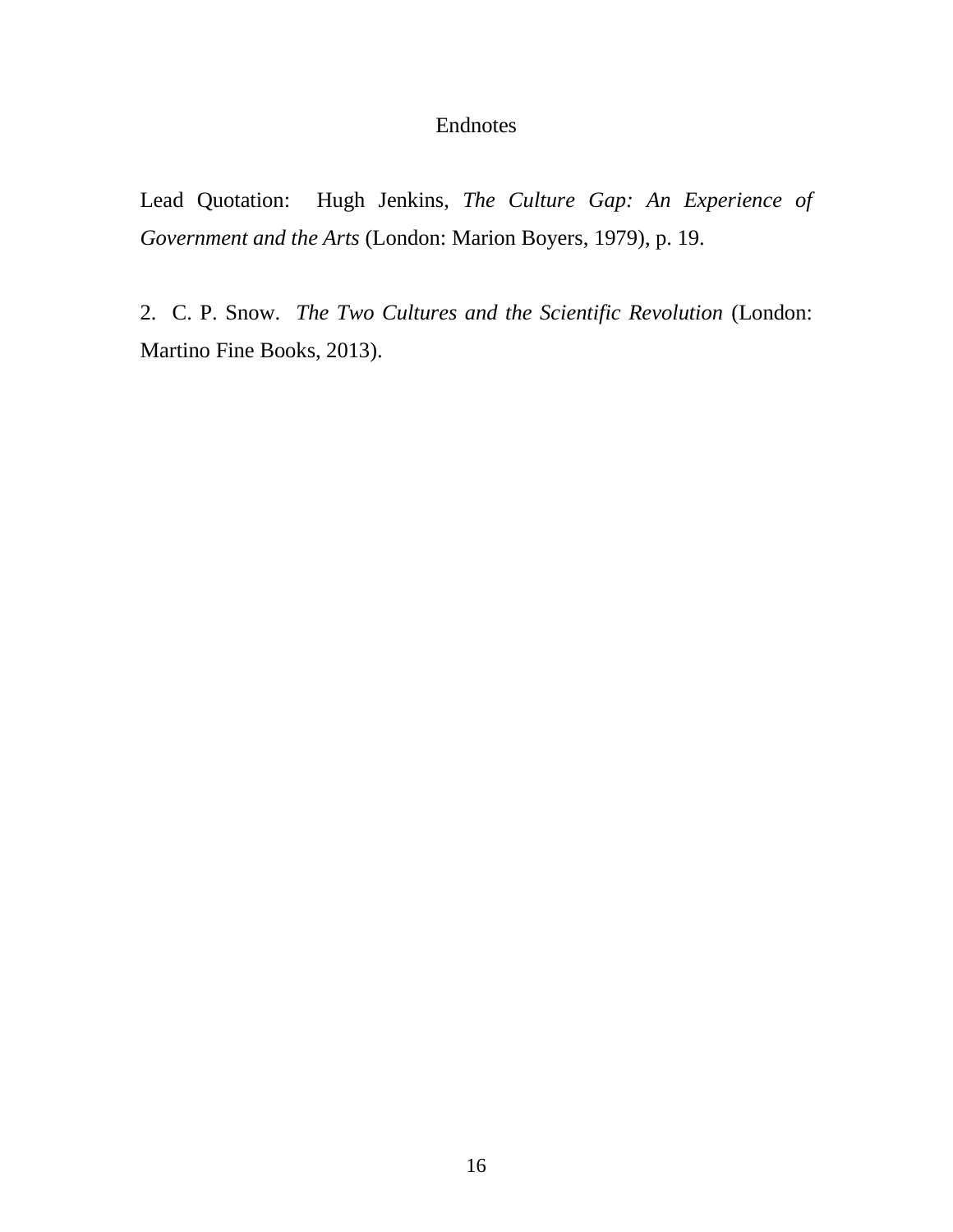## Endnotes

Lead Quotation: Hugh Jenkins, *The Culture Gap: An Experience of Government and the Arts* (London: Marion Boyers, 1979), p. 19.

2. C. P. Snow. *The Two Cultures and the Scientific Revolution* (London: Martino Fine Books, 2013).